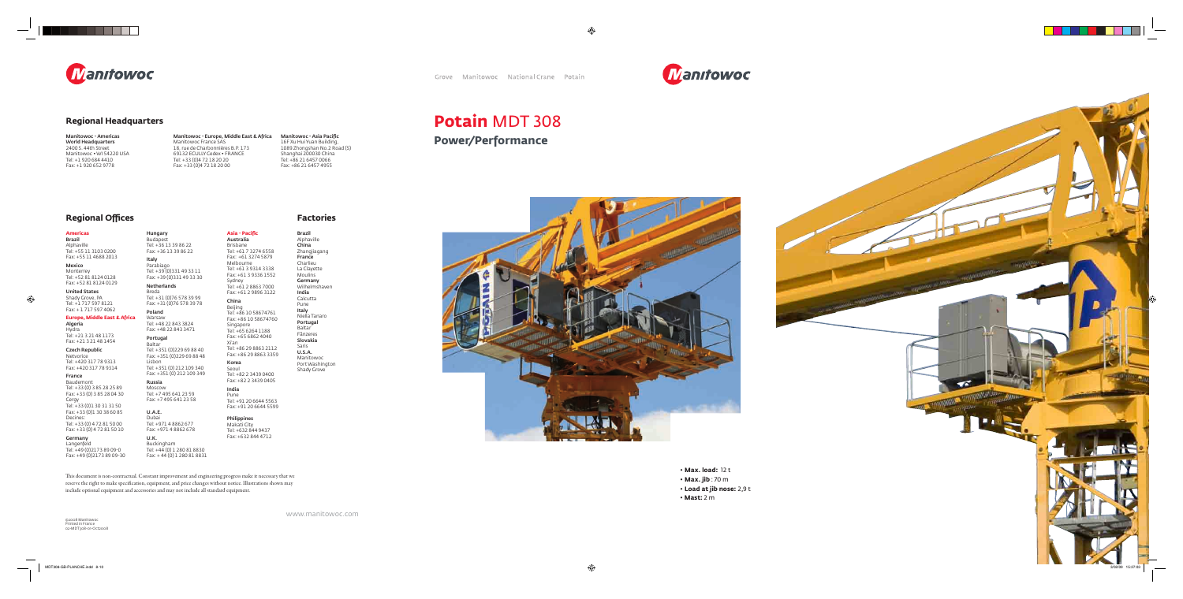Grove Manitowoc National Crane Potain

# Potain MDT 308

## Power/Performance

- **Max. load:** 12 t
- **Max. jib** : 70 m
- **Load at jib nose:** 2,9 t
- **Mast:** 2 m

## Regional Headquarters

**Manitowoc - Americas**
**World Headquarters**
2400 S. 44th Street
Manitowoc • WI 54220 USA
Tel: +1 920 684 4410
Fax: +1 920 652 9778

**Manitowoc - Europe, Middle East & Africa**
Manitowoc France SAS
18, rue de Charbonnières B.P. 173
69132 ECULLY Cedex • FRANCE
Tel: +33 (0)4 72 18 20 20
Fax: +33 (0)4 72 18 20 00

**Manitowoc - Asia Pacific**
16F Xu Hui Yuan Building,
1089 Zhongshan No.2 Road (S)
Shanghai 200030 China
Tel: +86 21 6457 0066
Fax: +86 21 6457 4955

## Regional Offices

### Americas

**Brazil**
Alphaville
Tel: +55 11 3103 0200
Fax: +55 11 4688 2013

**Mexico**
Monterrey
Tel: +52 81 8124 0128
Fax: +52 81 8124 0129

**United States**
Shady Grove, PA
Tel: +1 717 597 8121
Fax: +1 717 597 4062

### Europe, Middle East & Africa

**Algeria**
Hydra
Tel: +21 3 21 48 1173
Fax: +21 3 21 48 1454

**Czech Republic**
Netvorice
Tel: +420 317 78 9313
Fax: +420 317 78 9314

**France**
Baudemont
Tel: +33 (0) 3 85 28 25 89
Fax: +33 (0) 3 85 28 04 30
Cergy
Tel: +33 (0)1 30 31 31 50
Fax: +33 (0)1 30 38 60 85
Decines:
Tel: +33 (0) 4 72 81 50 00
Fax: +33 (0) 4 72 81 50 10

**Germany**
Langenfeld
Tel: +49 (0)2173 89 09-0
Fax: +49 (0)2173 89 09-30

**Hungary**
Budapest
Tel: +36 13 39 86 22
Fax: +36 13 39 86 22

**Italy**
Parabiago
Tel: +39 (0)331 49 33 11
Fax: +39 (0)331 49 33 30

**Netherlands**
Breda
Tel: +31 (0)76 578 39 99
Fax: +31 (0)76 578 39 78

**Poland**
Warsaw
Tel: +48 22 843 3824
Fax: +48 22 843 3471

**Portugal**
Baltar
Tel: +351 (0)229 69 88 40
Fax: +351 (0)229 69 88 48
Lisbon
Tel: +351 (0) 212 109 340
Fax: +351 (0) 212 109 349

**Russia**
Moscow
Tel: +7 495 641 23 59
Fax: +7 495 641 23 58

**U.A.E.**
Dubai
Tel: +971 4 8862 677
Fax: +971 4 8862 678

**U.K.**
Buckingham
Tel: +44 (0) 1 280 81 8830
Fax: + 44 (0) 1 280 81 8831

### Asia - Pacific

**Australia**
Brisbane
Tel: +61 7 3274 6558
Fax: +61 3274 5879
Melbourne
Tel: +61 3 9314 3338
Fax: +61 3 9336 1552
Sydney
Tel: +61 2 8863 7000
Fax: +61 2 9896 3122

**China**
Beijing
Tel: +86 10 58674761
Fax: +86 10 58674760
Singapore
Tel: +65 6264 1188
Fax: +65 6862 4040
Xi'an
Tel: +86 29 8863 2112
Fax: +86 29 8863 3359

**Korea**
Seoul
Tel: +82 2 3439 0400
Fax: +82 2 3439 0405

**India**
Pune
Tel: +91 20 6644 5563
Fax: +91 20 6644 5599

**Philippines**
Makati City
Tel: +632 844 9437
Fax: +632 844 4712

## Factories

**Brazil**
Alphaville

**China**
Zhangjiagang

**France**
Charlieu
La Clayette
Moulins

**Germany**
Wilhelmshaven

**India**
Calcutta
Pune

**Italy**
Niella Tanaro

**Portugal**
Baltar
Fânzeres

**Slovakia**
Saris

**U.S.A.**
Manitowoc
Port Washington
Shady Grove

This document is non-contractual. Constant improvement and engineering progress make it necessary that we reserve the right to make specification, equipment, and price changes without notice. Illustrations shown may include optional equipment and accessories and may not include all standard equipment.

www.manitowoc.com

©2008 Manitowoc
Printed in France
GB-MDT308-on-October08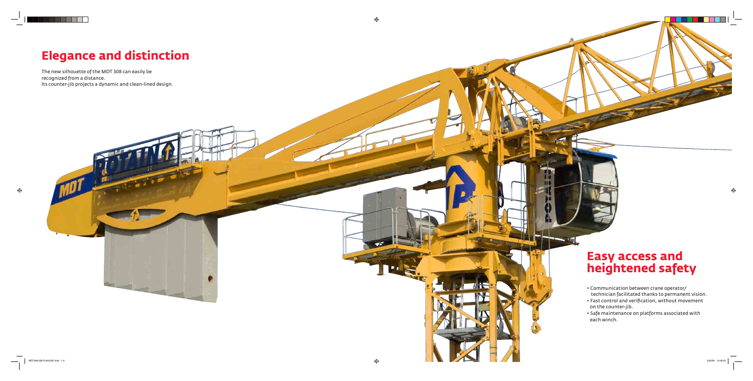# Elegance and distinction

The new silhouette of the MDT 308 can easily be recognized from a distance.
Its counter-jib projects a dynamic and clean-lined design.

# Easy access and heightened safety

- Communication between crane operator/technician facilitated thanks to permanent vision.
- Fast control and verification, without movement on the counter-jib.
- Safe maintenance on platforms associated with each winch.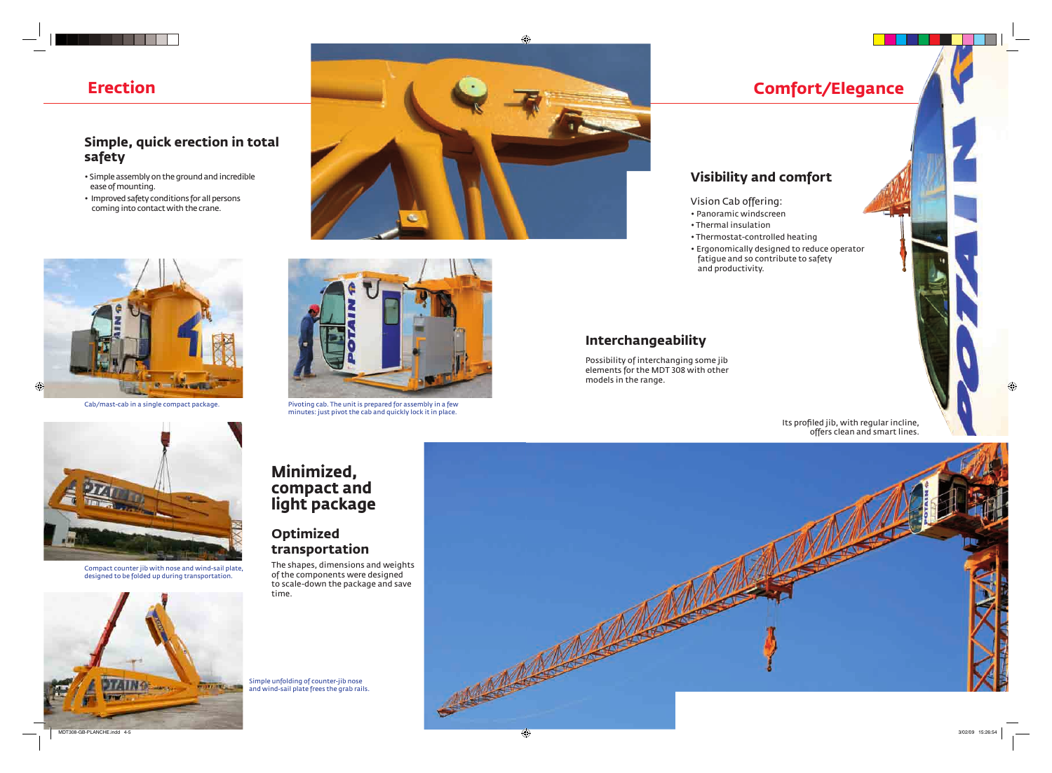# Erection

## Simple, quick erection in total safety

- Simple assembly on the ground and incredible ease of mounting.
- Improved safety conditions for all persons coming into contact with the crane.

Cab/mast-cab in a single compact package.

Pivoting cab. The unit is prepared for assembly in a few minutes: just pivot the cab and quickly lock it in place.

Compact counter jib with nose and wind-sail plate, designed to be folded up during transportation.

Simple unfolding of counter-jib nose and wind-sail plate frees the grab rails.

## Minimized, compact and light package

### Optimized transportation

The shapes, dimensions and weights of the components were designed to scale-down the package and save time.

# Comfort/Elegance

## Visibility and comfort

Vision Cab offering:

- Panoramic windscreen
- Thermal insulation
- Thermostat-controlled heating
- Ergonomically designed to reduce operator fatigue and so contribute to safety and productivity.

## Interchangeability

Possibility of interchanging some jib elements for the MDT 308 with other models in the range.

Its profiled jib, with regular incline, offers clean and smart lines.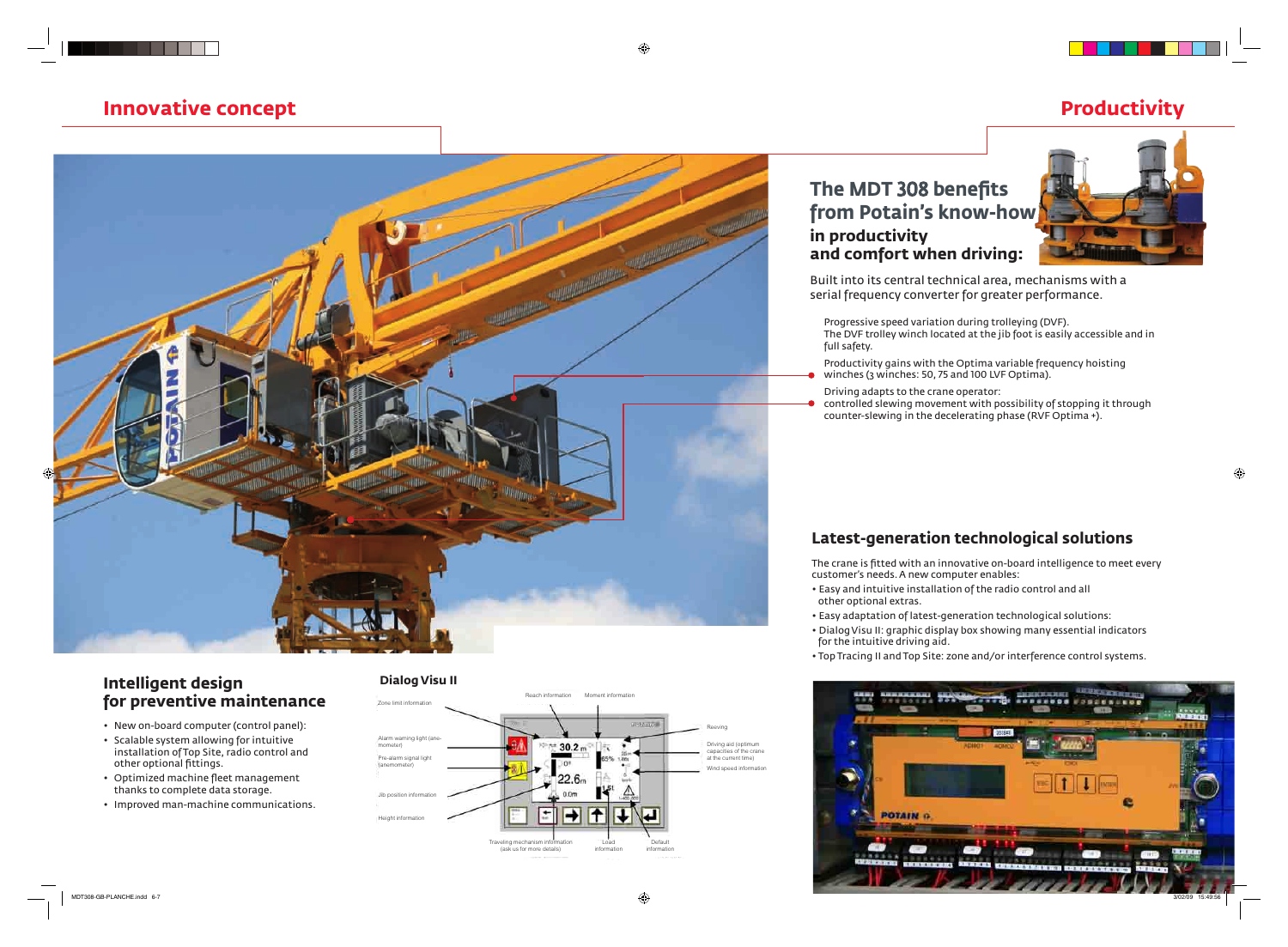# Innovative concept

# Productivity

## The MDT 308 benefits from Potain's know-how in productivity and comfort when driving:

Built into its central technical area, mechanisms with a serial frequency converter for greater performance.

Progressive speed variation during trolleying (DVF). The DVF trolley winch located at the jib foot is easily accessible and in full safety.

Productivity gains with the Optima variable frequency hoisting winches (3 winches: 50, 75 and 100 LVF Optima).

Driving adapts to the crane operator: controlled slewing movement with possibility of stopping it through counter-slewing in the decelerating phase (RVF Optima +).

## Latest-generation technological solutions

The crane is fitted with an innovative on-board intelligence to meet every customer's needs. A new computer enables:

- Easy and intuitive installation of the radio control and all other optional extras.
- Easy adaptation of latest-generation technological solutions:
- Dialog Visu II: graphic display box showing many essential indicators for the intuitive driving aid.
- Top Tracing II and Top Site: zone and/or interference control systems.

## Intelligent design for preventive maintenance

- New on-board computer (control panel):
- Scalable system allowing for intuitive installation of Top Site, radio control and other optional fittings.
- Optimized machine fleet management thanks to complete data storage.
- Improved man-machine communications.

### Dialog Visu II

Reach information
Moment information
Zone limit information
Alarm warning light (anemometer)
Pre-alarm signal light (anemometer)
Jib position information
Height information
Reeving
Driving aid (optimum capacities of the crane at the current time)
Wind speed information
Traveling mechanism information (ask us for more details)
Load information
Default information